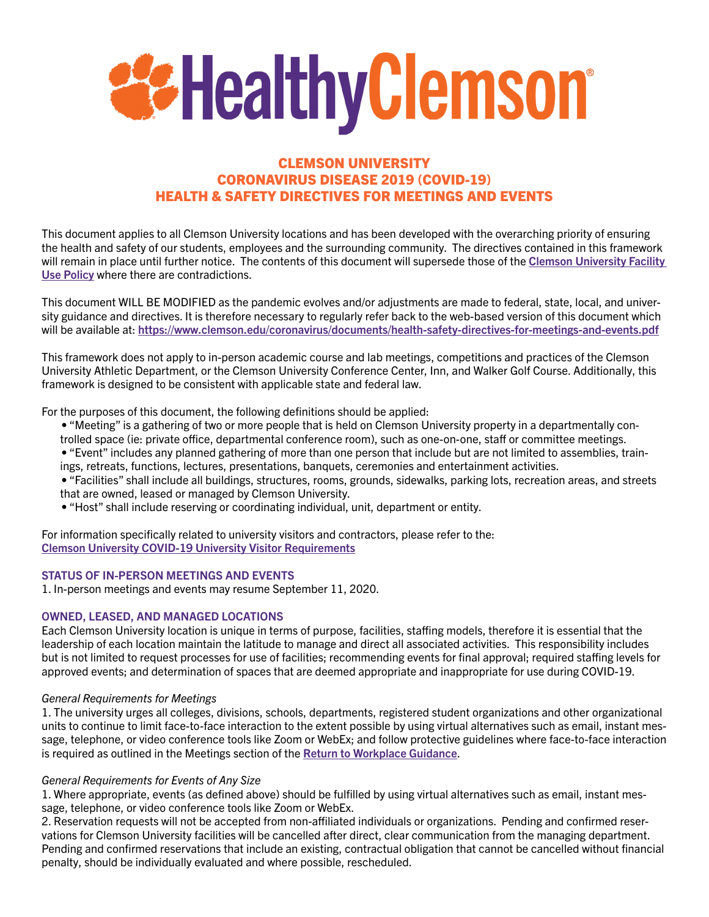# HealthyClemson®

## CLEMSON UNIVERSITY
## CORONAVIRUS DISEASE 2019 (COVID-19)
## HEALTH & SAFETY DIRECTIVES FOR MEETINGS AND EVENTS

This document applies to all Clemson University locations and has been developed with the overarching priority of ensuring the health and safety of our students, employees and the surrounding community. The directives contained in this framework will remain in place until further notice. The contents of this document will supersede those of the **Clemson University Facility Use Policy** where there are contradictions.

This document WILL BE MODIFIED as the pandemic evolves and/or adjustments are made to federal, state, local, and university guidance and directives. It is therefore necessary to regularly refer back to the web-based version of this document which will be available at: **https://www.clemson.edu/coronavirus/documents/health-safety-directives-for-meetings-and-events.pdf**

This framework does not apply to in-person academic course and lab meetings, competitions and practices of the Clemson University Athletic Department, or the Clemson University Conference Center, Inn, and Walker Golf Course. Additionally, this framework is designed to be consistent with applicable state and federal law.

For the purposes of this document, the following definitions should be applied:

- "Meeting" is a gathering of two or more people that is held on Clemson University property in a departmentally controlled space (ie: private office, departmental conference room), such as one-on-one, staff or committee meetings.
- "Event" includes any planned gathering of more than one person that include but are not limited to assemblies, trainings, retreats, functions, lectures, presentations, banquets, ceremonies and entertainment activities.
- "Facilities" shall include all buildings, structures, rooms, grounds, sidewalks, parking lots, recreation areas, and streets that are owned, leased or managed by Clemson University.
- "Host" shall include reserving or coordinating individual, unit, department or entity.

For information specifically related to university visitors and contractors, please refer to the:
**Clemson University COVID-19 University Visitor Requirements**

### STATUS OF IN-PERSON MEETINGS AND EVENTS

1. In-person meetings and events may resume September 11, 2020.

### OWNED, LEASED, AND MANAGED LOCATIONS

Each Clemson University location is unique in terms of purpose, facilities, staffing models, therefore it is essential that the leadership of each location maintain the latitude to manage and direct all associated activities. This responsibility includes but is not limited to request processes for use of facilities; recommending events for final approval; required staffing levels for approved events; and determination of spaces that are deemed appropriate and inappropriate for use during COVID-19.

*General Requirements for Meetings*

1. The university urges all colleges, divisions, schools, departments, registered student organizations and other organizational units to continue to limit face-to-face interaction to the extent possible by using virtual alternatives such as email, instant message, telephone, or video conference tools like Zoom or WebEx; and follow protective guidelines where face-to-face interaction is required as outlined in the Meetings section of the **Return to Workplace Guidance**.

*General Requirements for Events of Any Size*

1. Where appropriate, events (as defined above) should be fulfilled by using virtual alternatives such as email, instant message, telephone, or video conference tools like Zoom or WebEx.
2. Reservation requests will not be accepted from non-affiliated individuals or organizations. Pending and confirmed reservations for Clemson University facilities will be cancelled after direct, clear communication from the managing department. Pending and confirmed reservations that include an existing, contractual obligation that cannot be cancelled without financial penalty, should be individually evaluated and where possible, rescheduled.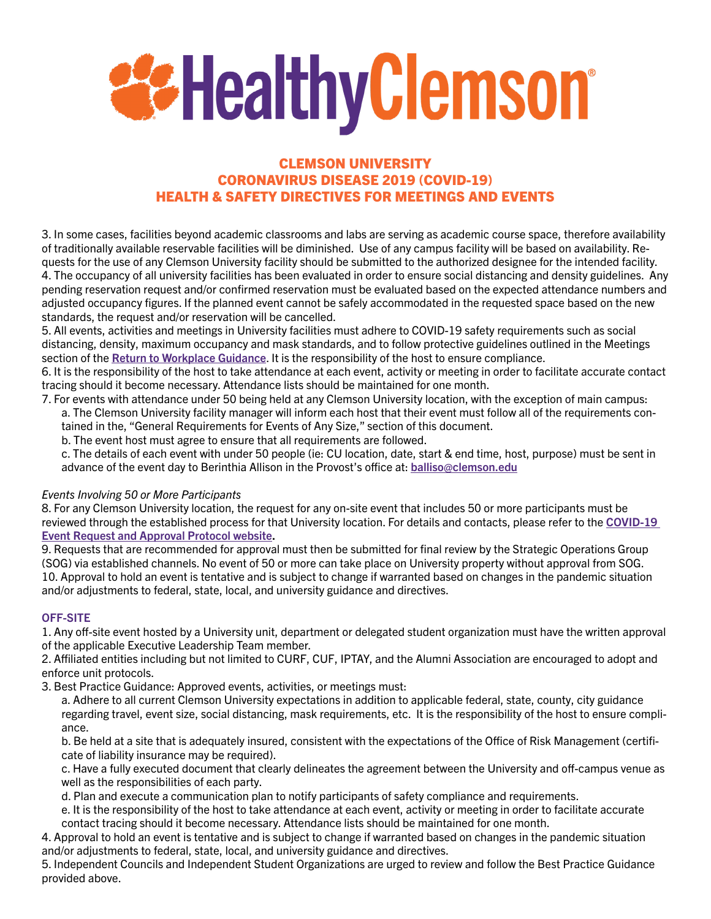# HealthyClemson

## CLEMSON UNIVERSITY
## CORONAVIRUS DISEASE 2019 (COVID-19)
## HEALTH & SAFETY DIRECTIVES FOR MEETINGS AND EVENTS

3. In some cases, facilities beyond academic classrooms and labs are serving as academic course space, therefore availability of traditionally available reservable facilities will be diminished. Use of any campus facility will be based on availability. Requests for the use of any Clemson University facility should be submitted to the authorized designee for the intended facility.
4. The occupancy of all university facilities has been evaluated in order to ensure social distancing and density guidelines. Any pending reservation request and/or confirmed reservation must be evaluated based on the expected attendance numbers and adjusted occupancy figures. If the planned event cannot be safely accommodated in the requested space based on the new standards, the request and/or reservation will be cancelled.
5. All events, activities and meetings in University facilities must adhere to COVID-19 safety requirements such as social distancing, density, maximum occupancy and mask standards, and to follow protective guidelines outlined in the Meetings section of the **Return to Workplace Guidance**. It is the responsibility of the host to ensure compliance.
6. It is the responsibility of the host to take attendance at each event, activity or meeting in order to facilitate accurate contact tracing should it become necessary. Attendance lists should be maintained for one month.
7. For events with attendance under 50 being held at any Clemson University location, with the exception of main campus:
   a. The Clemson University facility manager will inform each host that their event must follow all of the requirements contained in the, "General Requirements for Events of Any Size," section of this document.
   b. The event host must agree to ensure that all requirements are followed.
   c. The details of each event with under 50 people (ie: CU location, date, start & end time, host, purpose) must be sent in advance of the event day to Berinthia Allison in the Provost's office at: **balliso@clemson.edu**

*Events Involving 50 or More Participants*

8. For any Clemson University location, the request for any on-site event that includes 50 or more participants must be reviewed through the established process for that University location. For details and contacts, please refer to the **COVID-19 Event Request and Approval Protocol website**.
9. Requests that are recommended for approval must then be submitted for final review by the Strategic Operations Group (SOG) via established channels. No event of 50 or more can take place on University property without approval from SOG.
10. Approval to hold an event is tentative and is subject to change if warranted based on changes in the pandemic situation and/or adjustments to federal, state, local, and university guidance and directives.

### OFF-SITE

1. Any off-site event hosted by a University unit, department or delegated student organization must have the written approval of the applicable Executive Leadership Team member.
2. Affiliated entities including but not limited to CURF, CUF, IPTAY, and the Alumni Association are encouraged to adopt and enforce unit protocols.
3. Best Practice Guidance: Approved events, activities, or meetings must:
   a. Adhere to all current Clemson University expectations in addition to applicable federal, state, county, city guidance regarding travel, event size, social distancing, mask requirements, etc. It is the responsibility of the host to ensure compliance.
   b. Be held at a site that is adequately insured, consistent with the expectations of the Office of Risk Management (certificate of liability insurance may be required).
   c. Have a fully executed document that clearly delineates the agreement between the University and off-campus venue as well as the responsibilities of each party.
   d. Plan and execute a communication plan to notify participants of safety compliance and requirements.
   e. It is the responsibility of the host to take attendance at each event, activity or meeting in order to facilitate accurate contact tracing should it become necessary. Attendance lists should be maintained for one month.
4. Approval to hold an event is tentative and is subject to change if warranted based on changes in the pandemic situation and/or adjustments to federal, state, local, and university guidance and directives.
5. Independent Councils and Independent Student Organizations are urged to review and follow the Best Practice Guidance provided above.